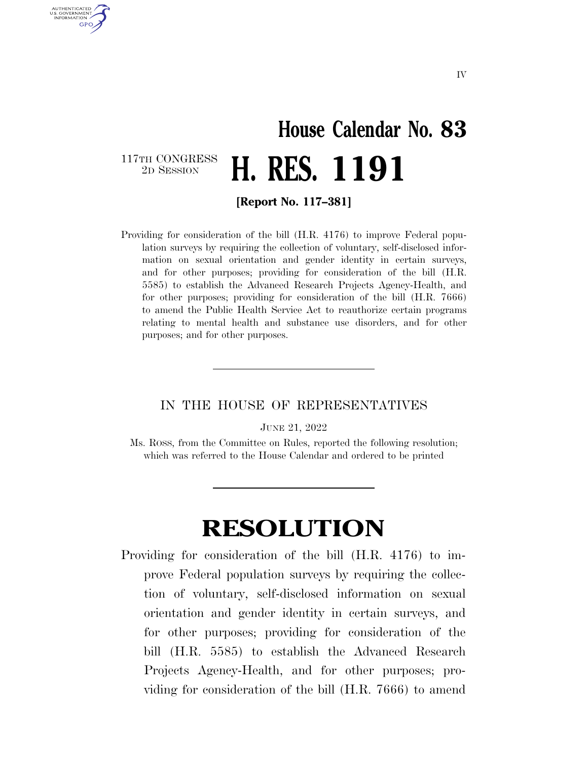IV

# House Calendar No. 83

117TH CONGRESS
2D SESSION

# H. RES. 1191

**[Report No. 117–381]**

Providing for consideration of the bill (H.R. 4176) to improve Federal population surveys by requiring the collection of voluntary, self-disclosed information on sexual orientation and gender identity in certain surveys, and for other purposes; providing for consideration of the bill (H.R. 5585) to establish the Advanced Research Projects Agency-Health, and for other purposes; providing for consideration of the bill (H.R. 7666) to amend the Public Health Service Act to reauthorize certain programs relating to mental health and substance use disorders, and for other purposes; and for other purposes.

---

IN THE HOUSE OF REPRESENTATIVES

JUNE 21, 2022

Ms. ROSS, from the Committee on Rules, reported the following resolution; which was referred to the House Calendar and ordered to be printed

---

# RESOLUTION

Providing for consideration of the bill (H.R. 4176) to improve Federal population surveys by requiring the collection of voluntary, self-disclosed information on sexual orientation and gender identity in certain surveys, and for other purposes; providing for consideration of the bill (H.R. 5585) to establish the Advanced Research Projects Agency-Health, and for other purposes; providing for consideration of the bill (H.R. 7666) to amend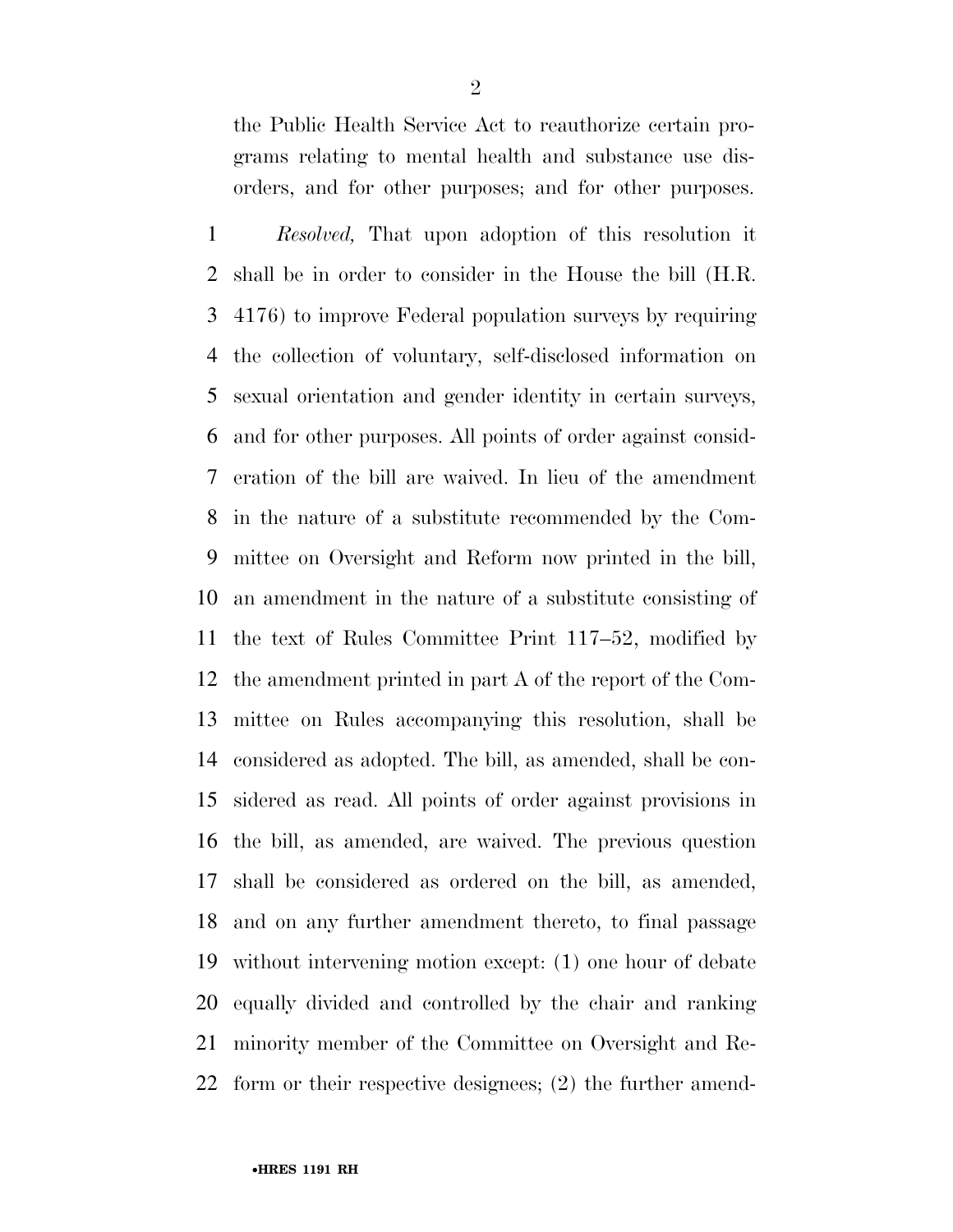the Public Health Service Act to reauthorize certain programs relating to mental health and substance use disorders, and for other purposes; and for other purposes.

*Resolved,* That upon adoption of this resolution it shall be in order to consider in the House the bill (H.R. 4176) to improve Federal population surveys by requiring the collection of voluntary, self-disclosed information on sexual orientation and gender identity in certain surveys, and for other purposes. All points of order against consideration of the bill are waived. In lieu of the amendment in the nature of a substitute recommended by the Committee on Oversight and Reform now printed in the bill, an amendment in the nature of a substitute consisting of the text of Rules Committee Print 117–52, modified by the amendment printed in part A of the report of the Committee on Rules accompanying this resolution, shall be considered as adopted. The bill, as amended, shall be considered as read. All points of order against provisions in the bill, as amended, are waived. The previous question shall be considered as ordered on the bill, as amended, and on any further amendment thereto, to final passage without intervening motion except: (1) one hour of debate equally divided and controlled by the chair and ranking minority member of the Committee on Oversight and Reform or their respective designees; (2) the further amend-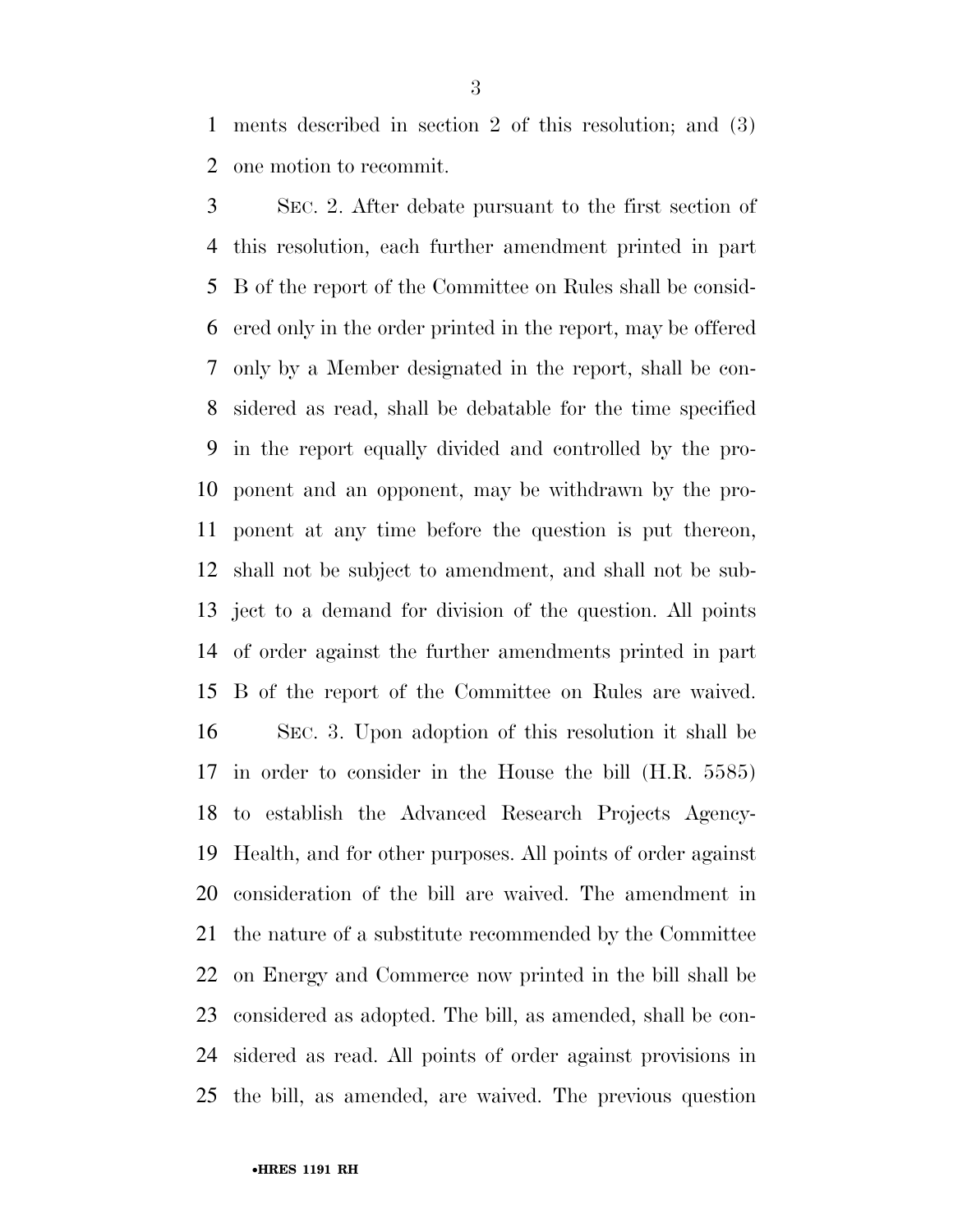ments described in section 2 of this resolution; and (3) one motion to recommit.

SEC. 2. After debate pursuant to the first section of this resolution, each further amendment printed in part B of the report of the Committee on Rules shall be considered only in the order printed in the report, may be offered only by a Member designated in the report, shall be considered as read, shall be debatable for the time specified in the report equally divided and controlled by the proponent and an opponent, may be withdrawn by the proponent at any time before the question is put thereon, shall not be subject to amendment, and shall not be subject to a demand for division of the question. All points of order against the further amendments printed in part B of the report of the Committee on Rules are waived.

SEC. 3. Upon adoption of this resolution it shall be in order to consider in the House the bill (H.R. 5585) to establish the Advanced Research Projects Agency-Health, and for other purposes. All points of order against consideration of the bill are waived. The amendment in the nature of a substitute recommended by the Committee on Energy and Commerce now printed in the bill shall be considered as adopted. The bill, as amended, shall be considered as read. All points of order against provisions in the bill, as amended, are waived. The previous question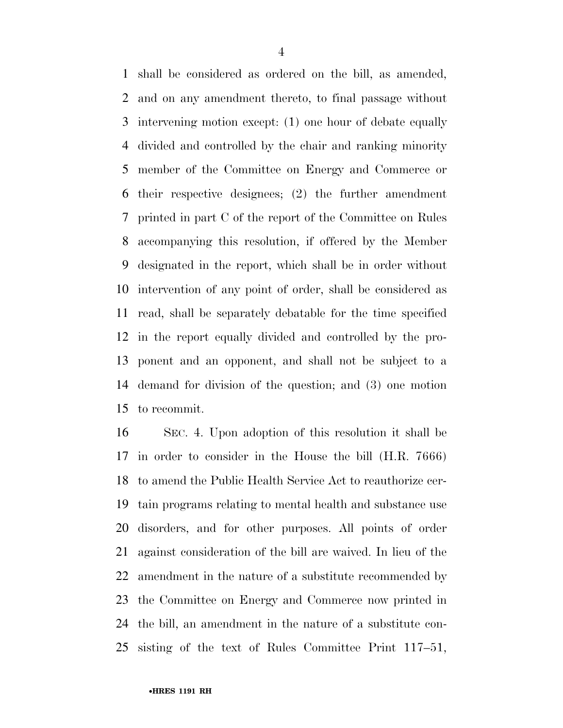shall be considered as ordered on the bill, as amended, and on any amendment thereto, to final passage without intervening motion except: (1) one hour of debate equally divided and controlled by the chair and ranking minority member of the Committee on Energy and Commerce or their respective designees; (2) the further amendment printed in part C of the report of the Committee on Rules accompanying this resolution, if offered by the Member designated in the report, which shall be in order without intervention of any point of order, shall be considered as read, shall be separately debatable for the time specified in the report equally divided and controlled by the proponent and an opponent, and shall not be subject to a demand for division of the question; and (3) one motion to recommit.

SEC. 4. Upon adoption of this resolution it shall be in order to consider in the House the bill (H.R. 7666) to amend the Public Health Service Act to reauthorize certain programs relating to mental health and substance use disorders, and for other purposes. All points of order against consideration of the bill are waived. In lieu of the amendment in the nature of a substitute recommended by the Committee on Energy and Commerce now printed in the bill, an amendment in the nature of a substitute consisting of the text of Rules Committee Print 117–51,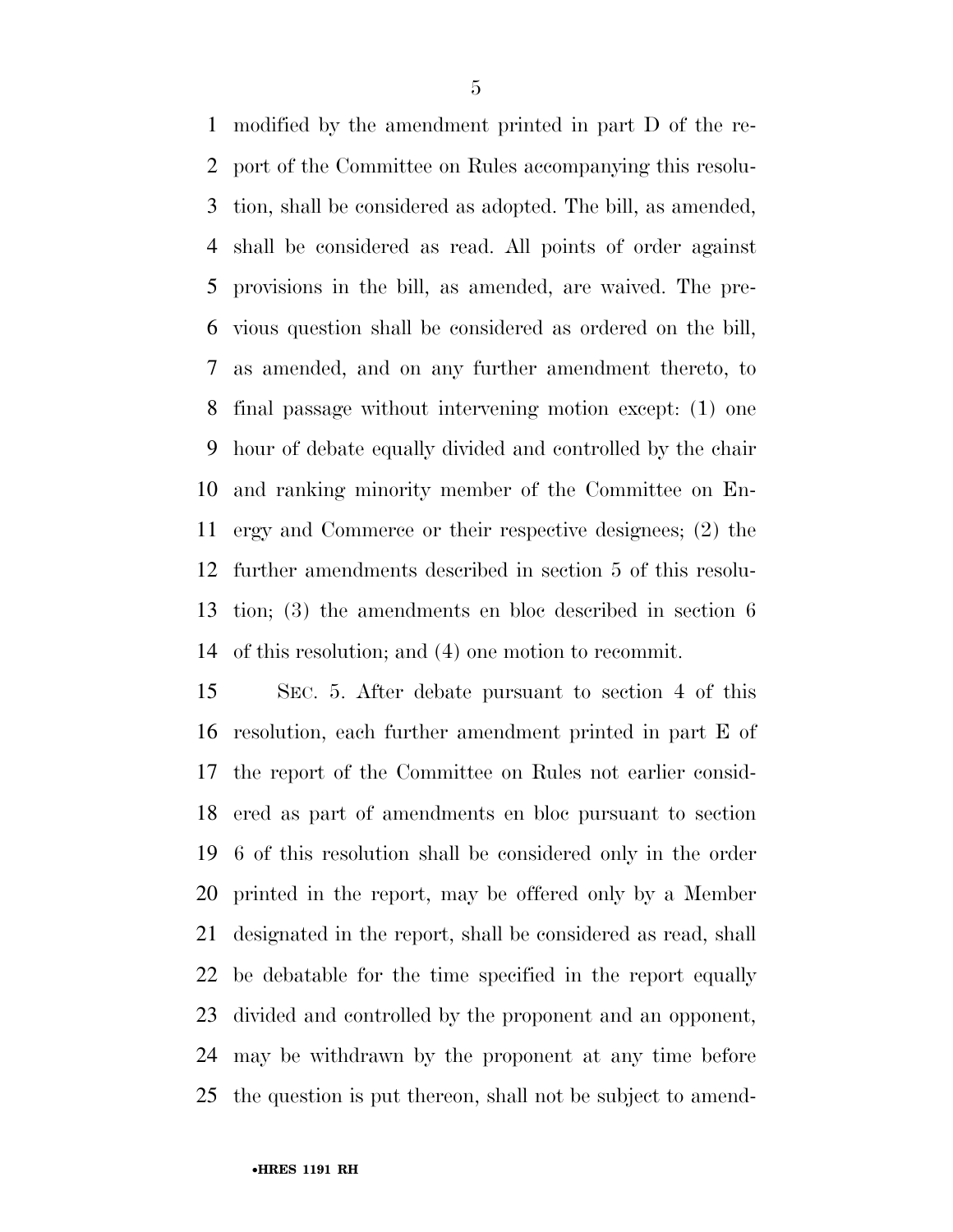modified by the amendment printed in part D of the report of the Committee on Rules accompanying this resolution, shall be considered as adopted. The bill, as amended, shall be considered as read. All points of order against provisions in the bill, as amended, are waived. The previous question shall be considered as ordered on the bill, as amended, and on any further amendment thereto, to final passage without intervening motion except: (1) one hour of debate equally divided and controlled by the chair and ranking minority member of the Committee on Energy and Commerce or their respective designees; (2) the further amendments described in section 5 of this resolution; (3) the amendments en bloc described in section 6 of this resolution; and (4) one motion to recommit.

SEC. 5. After debate pursuant to section 4 of this resolution, each further amendment printed in part E of the report of the Committee on Rules not earlier considered as part of amendments en bloc pursuant to section 6 of this resolution shall be considered only in the order printed in the report, may be offered only by a Member designated in the report, shall be considered as read, shall be debatable for the time specified in the report equally divided and controlled by the proponent and an opponent, may be withdrawn by the proponent at any time before the question is put thereon, shall not be subject to amend-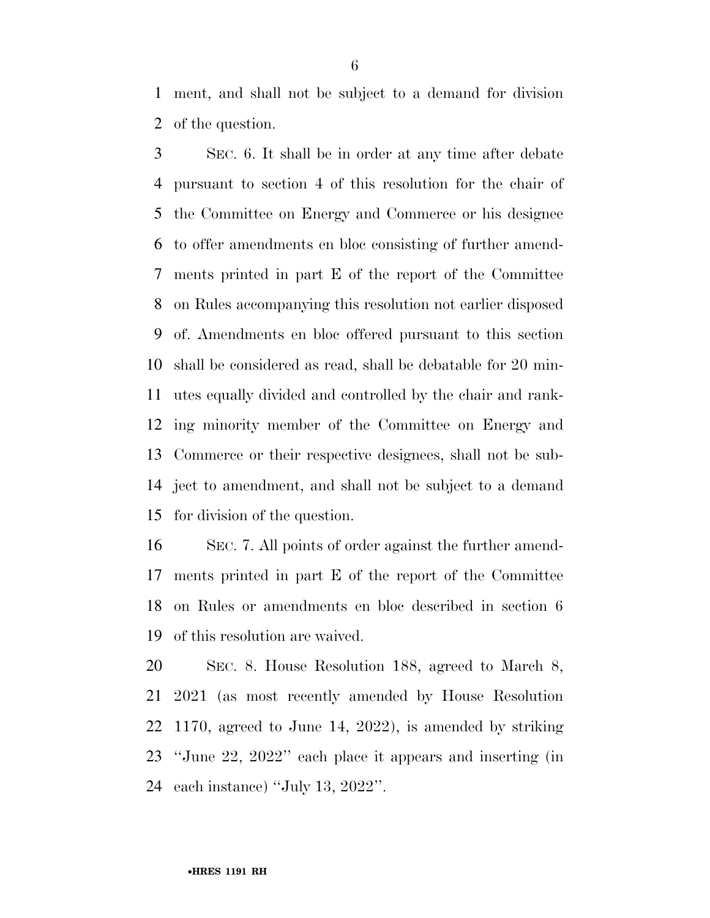ment, and shall not be subject to a demand for division of the question.

SEC. 6. It shall be in order at any time after debate pursuant to section 4 of this resolution for the chair of the Committee on Energy and Commerce or his designee to offer amendments en bloc consisting of further amendments printed in part E of the report of the Committee on Rules accompanying this resolution not earlier disposed of. Amendments en bloc offered pursuant to this section shall be considered as read, shall be debatable for 20 minutes equally divided and controlled by the chair and ranking minority member of the Committee on Energy and Commerce or their respective designees, shall not be subject to amendment, and shall not be subject to a demand for division of the question.

SEC. 7. All points of order against the further amendments printed in part E of the report of the Committee on Rules or amendments en bloc described in section 6 of this resolution are waived.

SEC. 8. House Resolution 188, agreed to March 8, 2021 (as most recently amended by House Resolution 1170, agreed to June 14, 2022), is amended by striking "June 22, 2022" each place it appears and inserting (in each instance) "July 13, 2022".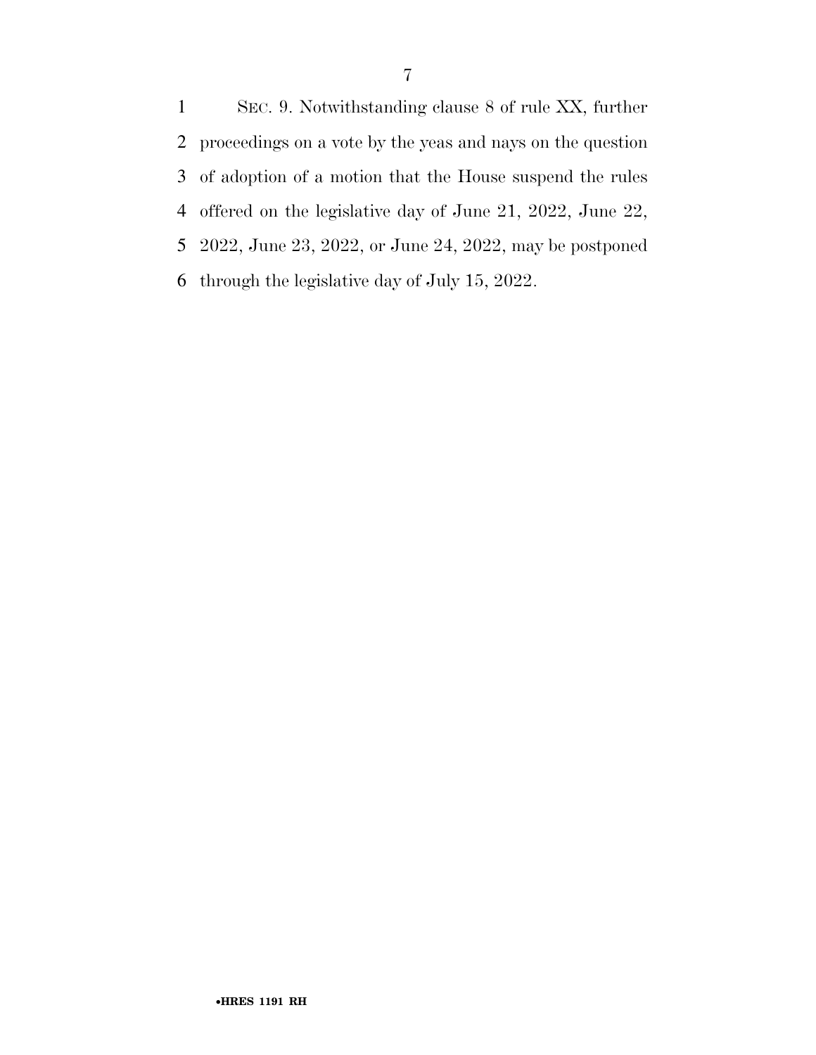SEC. 9. Notwithstanding clause 8 of rule XX, further proceedings on a vote by the yeas and nays on the question of adoption of a motion that the House suspend the rules offered on the legislative day of June 21, 2022, June 22, 2022, June 23, 2022, or June 24, 2022, may be postponed through the legislative day of July 15, 2022.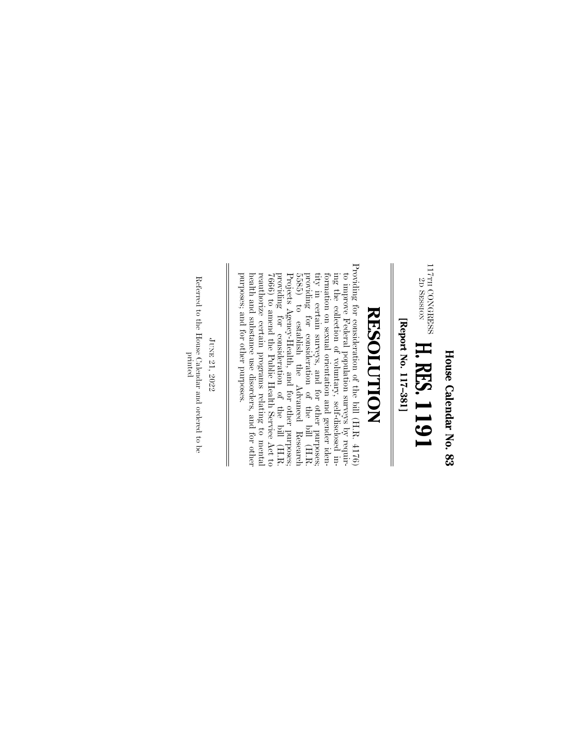House Calendar No. 83

117TH CONGRESS
2D SESSION

# H. RES. 1191

**[Report No. 117–381]**

# RESOLUTION

Providing for consideration of the bill (H.R. 4176) to improve Federal population surveys by requiring the collection of voluntary, self-disclosed information on sexual orientation and gender identity in certain surveys, and for other purposes; providing for consideration of the bill (H.R. 5585) to establish the Advanced Research Projects Agency-Health, and for other purposes; providing for consideration of the bill (H.R. 7666) to amend the Public Health Service Act to reauthorize certain programs relating to mental health and substance use disorders, and for other purposes; and for other purposes.

JUNE 21, 2022

Referred to the House Calendar and ordered to be printed